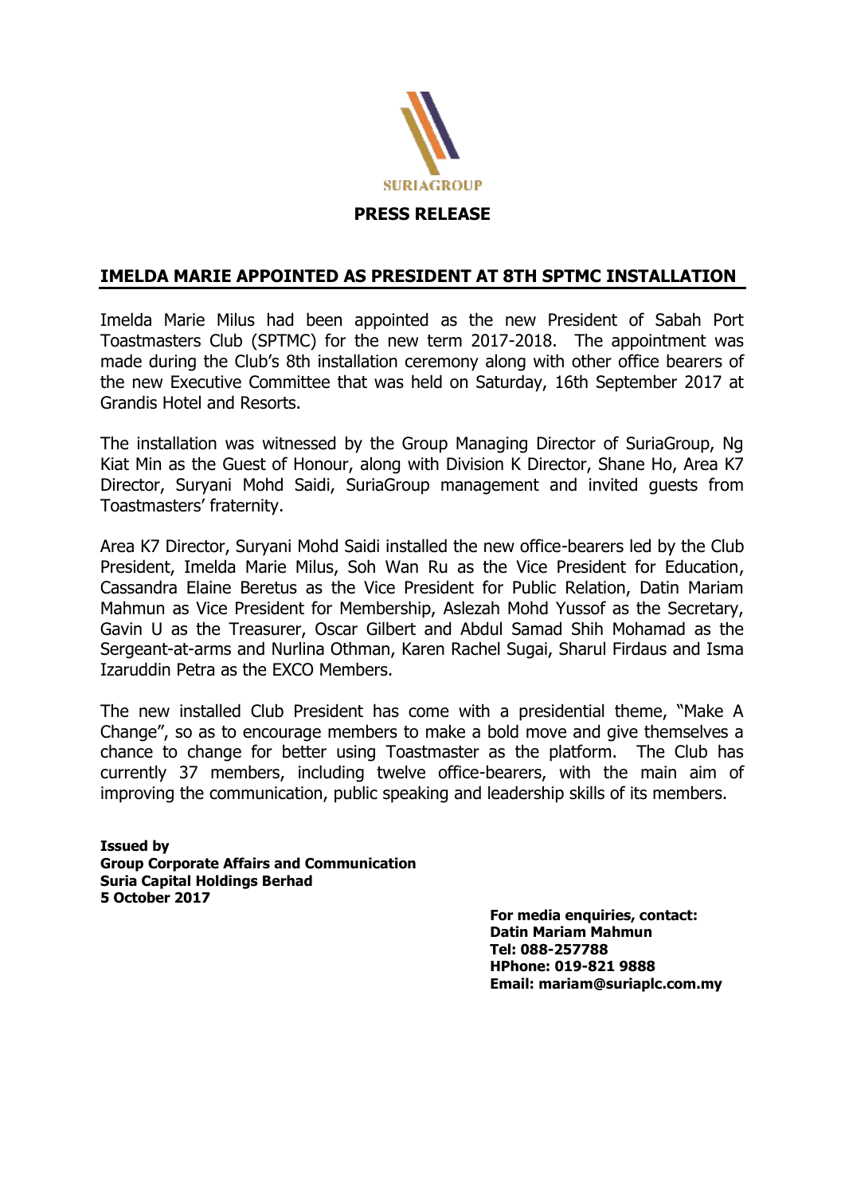SURIAGROUP

**PRESS RELEASE**

## IMELDA MARIE APPOINTED AS PRESIDENT AT 8TH SPTMC INSTALLATION

Imelda Marie Milus had been appointed as the new President of Sabah Port Toastmasters Club (SPTMC) for the new term 2017-2018. The appointment was made during the Club's 8th installation ceremony along with other office bearers of the new Executive Committee that was held on Saturday, 16th September 2017 at Grandis Hotel and Resorts.

The installation was witnessed by the Group Managing Director of SuriaGroup, Ng Kiat Min as the Guest of Honour, along with Division K Director, Shane Ho, Area K7 Director, Suryani Mohd Saidi, SuriaGroup management and invited guests from Toastmasters' fraternity.

Area K7 Director, Suryani Mohd Saidi installed the new office-bearers led by the Club President, Imelda Marie Milus, Soh Wan Ru as the Vice President for Education, Cassandra Elaine Beretus as the Vice President for Public Relation, Datin Mariam Mahmun as Vice President for Membership, Aslezah Mohd Yussof as the Secretary, Gavin U as the Treasurer, Oscar Gilbert and Abdul Samad Shih Mohamad as the Sergeant-at-arms and Nurlina Othman, Karen Rachel Sugai, Sharul Firdaus and Isma Izaruddin Petra as the EXCO Members.

The new installed Club President has come with a presidential theme, "Make A Change", so as to encourage members to make a bold move and give themselves a chance to change for better using Toastmaster as the platform. The Club has currently 37 members, including twelve office-bearers, with the main aim of improving the communication, public speaking and leadership skills of its members.

**Issued by**
**Group Corporate Affairs and Communication**
**Suria Capital Holdings Berhad**
**5 October 2017**

**For media enquiries, contact:**
**Datin Mariam Mahmun**
**Tel: 088-257788**
**HPhone: 019-821 9888**
**Email: mariam@suriaplc.com.my**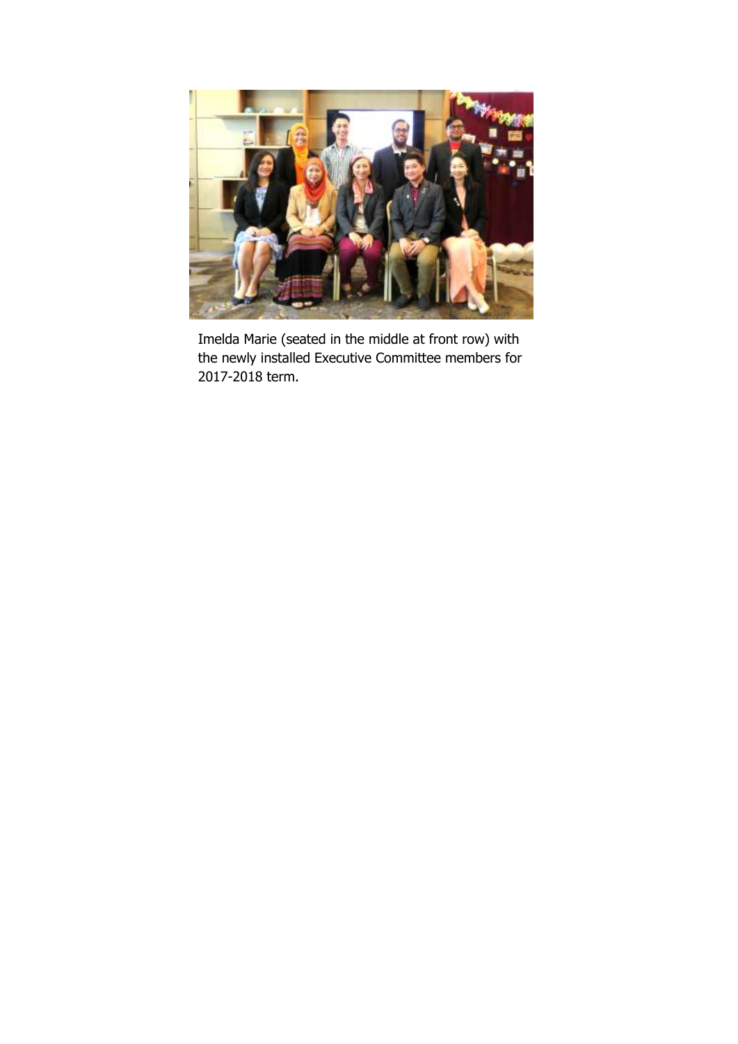Imelda Marie (seated in the middle at front row) with the newly installed Executive Committee members for 2017-2018 term.